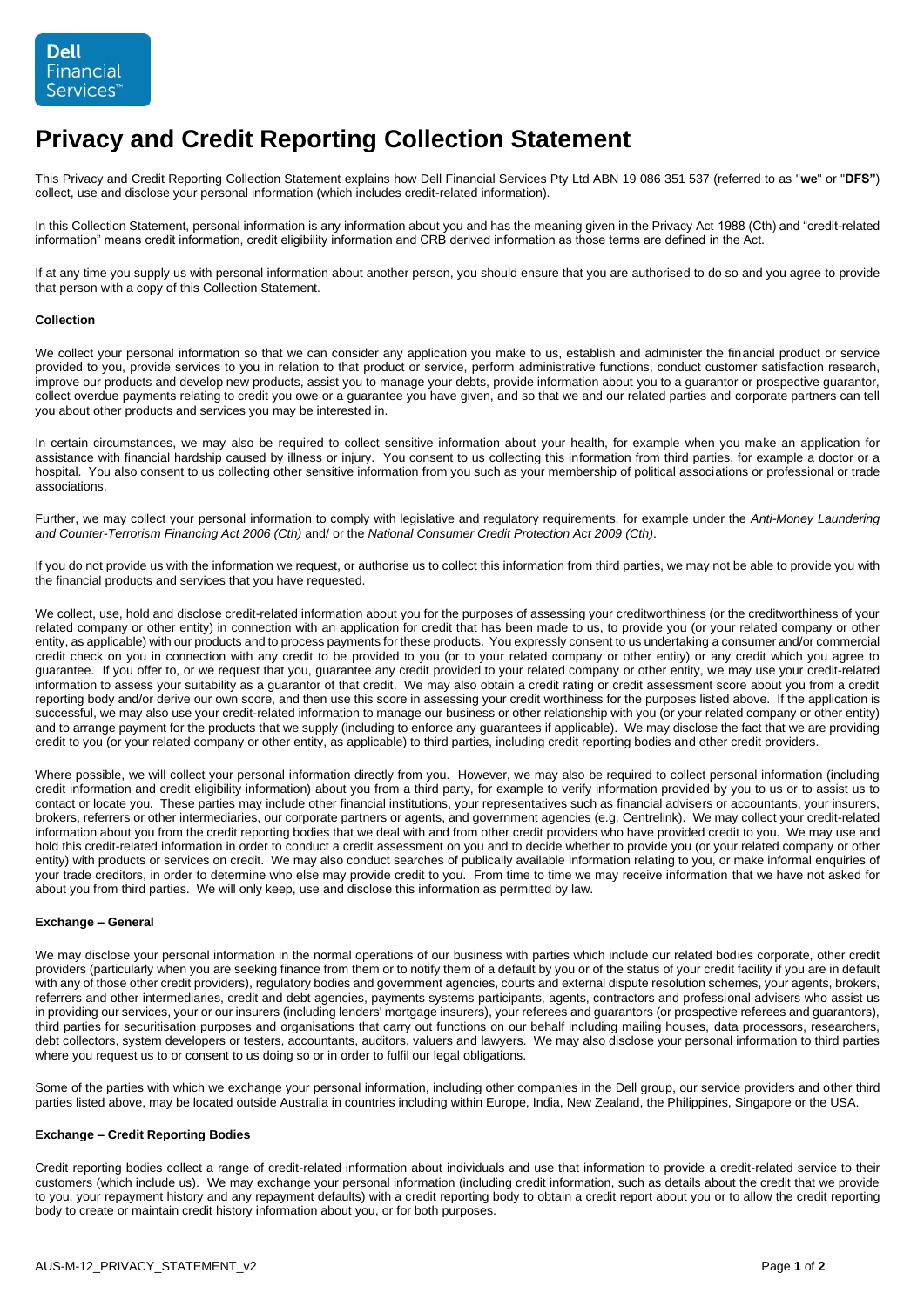Dell Financial Services™

# Privacy and Credit Reporting Collection Statement

This Privacy and Credit Reporting Collection Statement explains how Dell Financial Services Pty Ltd ABN 19 086 351 537 (referred to as "**we**" or "**DFS"**) collect, use and disclose your personal information (which includes credit-related information).

In this Collection Statement, personal information is any information about you and has the meaning given in the Privacy Act 1988 (Cth) and "credit-related information" means credit information, credit eligibility information and CRB derived information as those terms are defined in the Act.

If at any time you supply us with personal information about another person, you should ensure that you are authorised to do so and you agree to provide that person with a copy of this Collection Statement.

**Collection**

We collect your personal information so that we can consider any application you make to us, establish and administer the financial product or service provided to you, provide services to you in relation to that product or service, perform administrative functions, conduct customer satisfaction research, improve our products and develop new products, assist you to manage your debts, provide information about you to a guarantor or prospective guarantor, collect overdue payments relating to credit you owe or a guarantee you have given, and so that we and our related parties and corporate partners can tell you about other products and services you may be interested in.

In certain circumstances, we may also be required to collect sensitive information about your health, for example when you make an application for assistance with financial hardship caused by illness or injury. You consent to us collecting this information from third parties, for example a doctor or a hospital. You also consent to us collecting other sensitive information from you such as your membership of political associations or professional or trade associations.

Further, we may collect your personal information to comply with legislative and regulatory requirements, for example under the *Anti-Money Laundering and Counter-Terrorism Financing Act 2006 (Cth)* and/ or the *National Consumer Credit Protection Act 2009 (Cth)*.

If you do not provide us with the information we request, or authorise us to collect this information from third parties, we may not be able to provide you with the financial products and services that you have requested.

We collect, use, hold and disclose credit-related information about you for the purposes of assessing your creditworthiness (or the creditworthiness of your related company or other entity) in connection with an application for credit that has been made to us, to provide you (or your related company or other entity, as applicable) with our products and to process payments for these products. You expressly consent to us undertaking a consumer and/or commercial credit check on you in connection with any credit to be provided to you (or to your related company or other entity) or any credit which you agree to guarantee. If you offer to, or we request that you, guarantee any credit provided to your related company or other entity, we may use your credit-related information to assess your suitability as a guarantor of that credit. We may also obtain a credit rating or credit assessment score about you from a credit reporting body and/or derive our own score, and then use this score in assessing your credit worthiness for the purposes listed above. If the application is successful, we may also use your credit-related information to manage our business or other relationship with you (or your related company or other entity) and to arrange payment for the products that we supply (including to enforce any guarantees if applicable). We may disclose the fact that we are providing credit to you (or your related company or other entity, as applicable) to third parties, including credit reporting bodies and other credit providers.

Where possible, we will collect your personal information directly from you. However, we may also be required to collect personal information (including credit information and credit eligibility information) about you from a third party, for example to verify information provided by you to us or to assist us to contact or locate you. These parties may include other financial institutions, your representatives such as financial advisers or accountants, your insurers, brokers, referrers or other intermediaries, our corporate partners or agents, and government agencies (e.g. Centrelink). We may collect your credit-related information about you from the credit reporting bodies that we deal with and from other credit providers who have provided credit to you. We may use and hold this credit-related information in order to conduct a credit assessment on you and to decide whether to provide you (or your related company or other entity) with products or services on credit. We may also conduct searches of publically available information relating to you, or make informal enquiries of your trade creditors, in order to determine who else may provide credit to you. From time to time we may receive information that we have not asked for about you from third parties. We will only keep, use and disclose this information as permitted by law.

**Exchange – General**

We may disclose your personal information in the normal operations of our business with parties which include our related bodies corporate, other credit providers (particularly when you are seeking finance from them or to notify them of a default by you or of the status of your credit facility if you are in default with any of those other credit providers), regulatory bodies and government agencies, courts and external dispute resolution schemes, your agents, brokers, referrers and other intermediaries, credit and debt agencies, payments systems participants, agents, contractors and professional advisers who assist us in providing our services, your or our insurers (including lenders' mortgage insurers), your referees and guarantors (or prospective referees and guarantors), third parties for securitisation purposes and organisations that carry out functions on our behalf including mailing houses, data processors, researchers, debt collectors, system developers or testers, accountants, auditors, valuers and lawyers. We may also disclose your personal information to third parties where you request us to or consent to us doing so or in order to fulfil our legal obligations.

Some of the parties with which we exchange your personal information, including other companies in the Dell group, our service providers and other third parties listed above, may be located outside Australia in countries including within Europe, India, New Zealand, the Philippines, Singapore or the USA.

**Exchange – Credit Reporting Bodies**

Credit reporting bodies collect a range of credit-related information about individuals and use that information to provide a credit-related service to their customers (which include us). We may exchange your personal information (including credit information, such as details about the credit that we provide to you, your repayment history and any repayment defaults) with a credit reporting body to obtain a credit report about you or to allow the credit reporting body to create or maintain credit history information about you, or for both purposes.

AUS-M-12_PRIVACY_STATEMENT_v2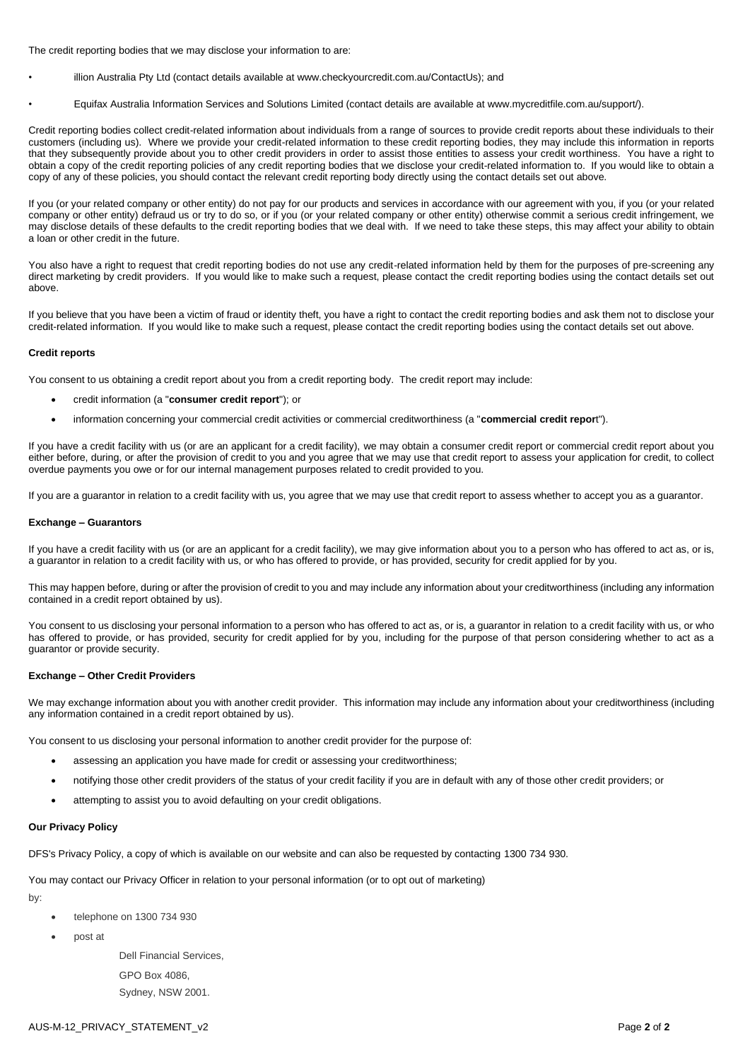The credit reporting bodies that we may disclose your information to are:

- illion Australia Pty Ltd (contact details available at www.checkyourcredit.com.au/ContactUs); and
- Equifax Australia Information Services and Solutions Limited (contact details are available at www.mycreditfile.com.au/support/).

Credit reporting bodies collect credit-related information about individuals from a range of sources to provide credit reports about these individuals to their customers (including us). Where we provide your credit-related information to these credit reporting bodies, they may include this information in reports that they subsequently provide about you to other credit providers in order to assist those entities to assess your credit worthiness. You have a right to obtain a copy of the credit reporting policies of any credit reporting bodies that we disclose your credit-related information to. If you would like to obtain a copy of any of these policies, you should contact the relevant credit reporting body directly using the contact details set out above.

If you (or your related company or other entity) do not pay for our products and services in accordance with our agreement with you, if you (or your related company or other entity) defraud us or try to do so, or if you (or your related company or other entity) otherwise commit a serious credit infringement, we may disclose details of these defaults to the credit reporting bodies that we deal with. If we need to take these steps, this may affect your ability to obtain a loan or other credit in the future.

You also have a right to request that credit reporting bodies do not use any credit-related information held by them for the purposes of pre-screening any direct marketing by credit providers. If you would like to make such a request, please contact the credit reporting bodies using the contact details set out above.

If you believe that you have been a victim of fraud or identity theft, you have a right to contact the credit reporting bodies and ask them not to disclose your credit-related information. If you would like to make such a request, please contact the credit reporting bodies using the contact details set out above.

**Credit reports**

You consent to us obtaining a credit report about you from a credit reporting body. The credit report may include:

- credit information (a "**consumer credit report**"); or
- information concerning your commercial credit activities or commercial creditworthiness (a "**commercial credit report**").

If you have a credit facility with us (or are an applicant for a credit facility), we may obtain a consumer credit report or commercial credit report about you either before, during, or after the provision of credit to you and you agree that we may use that credit report to assess your application for credit, to collect overdue payments you owe or for our internal management purposes related to credit provided to you.

If you are a guarantor in relation to a credit facility with us, you agree that we may use that credit report to assess whether to accept you as a guarantor.

**Exchange – Guarantors**

If you have a credit facility with us (or are an applicant for a credit facility), we may give information about you to a person who has offered to act as, or is, a guarantor in relation to a credit facility with us, or who has offered to provide, or has provided, security for credit applied for by you.

This may happen before, during or after the provision of credit to you and may include any information about your creditworthiness (including any information contained in a credit report obtained by us).

You consent to us disclosing your personal information to a person who has offered to act as, or is, a guarantor in relation to a credit facility with us, or who has offered to provide, or has provided, security for credit applied for by you, including for the purpose of that person considering whether to act as a guarantor or provide security.

**Exchange – Other Credit Providers**

We may exchange information about you with another credit provider. This information may include any information about your creditworthiness (including any information contained in a credit report obtained by us).

You consent to us disclosing your personal information to another credit provider for the purpose of:

- assessing an application you have made for credit or assessing your creditworthiness;
- notifying those other credit providers of the status of your credit facility if you are in default with any of those other credit providers; or
- attempting to assist you to avoid defaulting on your credit obligations.

**Our Privacy Policy**

DFS's Privacy Policy, a copy of which is available on our website and can also be requested by contacting 1300 734 930.

You may contact our Privacy Officer in relation to your personal information (or to opt out of marketing) by:

- telephone on 1300 734 930
- post at

  Dell Financial Services,
  GPO Box 4086,
  Sydney, NSW 2001.

AUS-M-12_PRIVACY_STATEMENT_v2